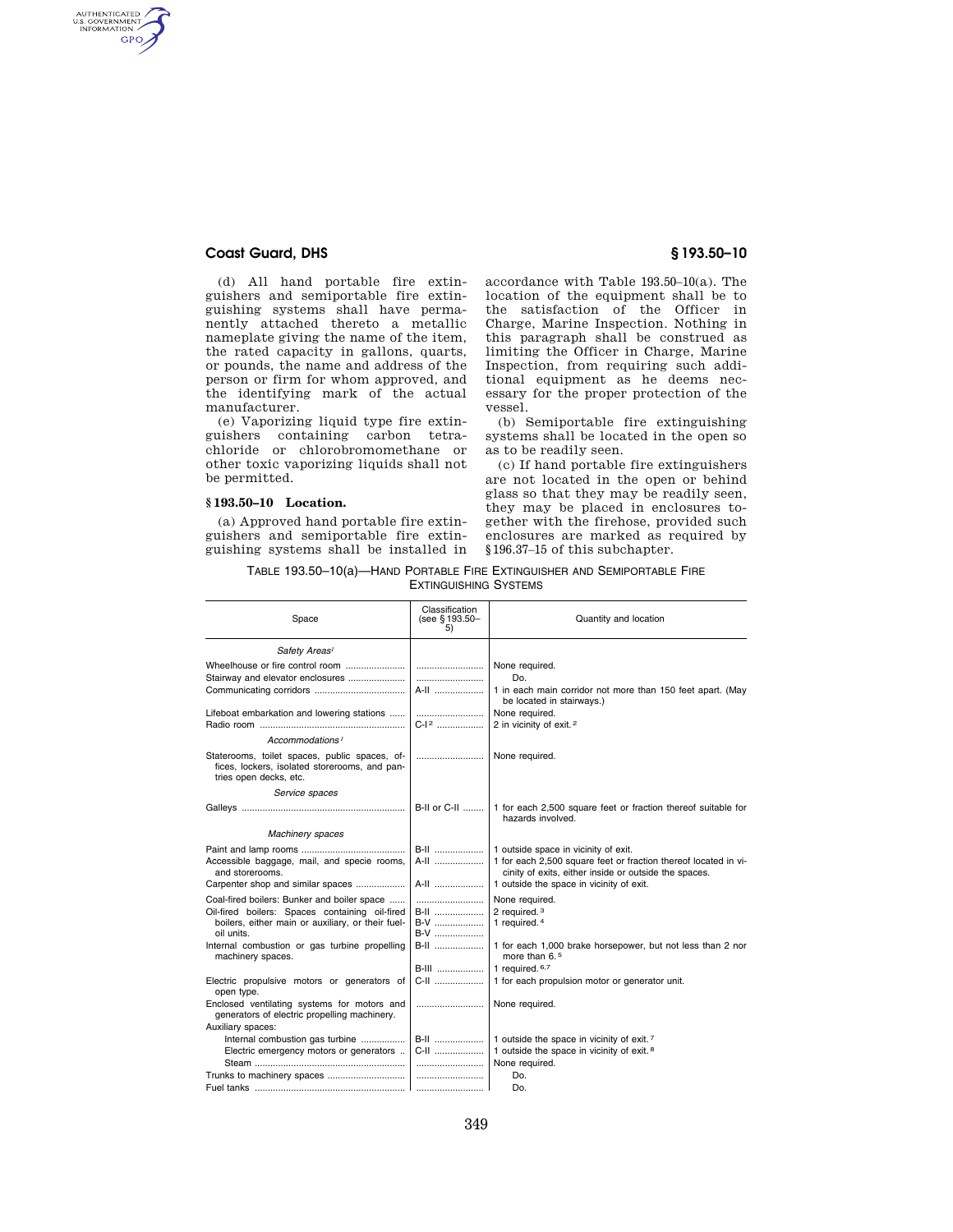(d) All hand portable fire extinguishers and semiportable fire extinguishing systems shall have permanently attached thereto a metallic nameplate giving the name of the item, the rated capacity in gallons, quarts, or pounds, the name and address of the person or firm for whom approved, and the identifying mark of the actual manufacturer.

(e) Vaporizing liquid type fire extinguishers containing carbon tetrachloride or chlorobromomethane or other toxic vaporizing liquids shall not be permitted.

### § 193.50–10 Location.

(a) Approved hand portable fire extinguishers and semiportable fire extinguishing systems shall be installed in accordance with Table 193.50–10(a). The location of the equipment shall be to the satisfaction of the Officer in Charge, Marine Inspection. Nothing in this paragraph shall be construed as limiting the Officer in Charge, Marine Inspection, from requiring such additional equipment as he deems necessary for the proper protection of the vessel.

(b) Semiportable fire extinguishing systems shall be located in the open so as to be readily seen.

(c) If hand portable fire extinguishers are not located in the open or behind glass so that they may be readily seen, they may be placed in enclosures together with the firehose, provided such enclosures are marked as required by §196.37–15 of this subchapter.

TABLE 193.50–10(a)—HAND PORTABLE FIRE EXTINGUISHER AND SEMIPORTABLE FIRE EXTINGUISHING SYSTEMS

| Space | Classification (see § 193.50–5) | Quantity and location |
|---|---|---|
| *Safety Areas*[1] | | |
| Wheelhouse or fire control room | | None required. |
| Stairway and elevator enclosures | | Do. |
| Communicating corridors | A-II | 1 in each main corridor not more than 150 feet apart. (May be located in stairways.) |
| Lifeboat embarkation and lowering stations | | None required. |
| Radio room | C-I[2] | 2 in vicinity of exit.[2] |
| *Accommodations*[1] | | |
| Staterooms, toilet spaces, public spaces, offices, lockers, isolated storerooms, and pantries open decks, etc. | | None required. |
| *Service spaces* | | |
| Galleys | B-II or C-II | 1 for each 2,500 square feet or fraction thereof suitable for hazards involved. |
| *Machinery spaces* | | |
| Paint and lamp rooms | B-II | 1 outside space in vicinity of exit. |
| Accessible baggage, mail, and specie rooms, and storerooms. | A-II | 1 for each 2,500 square feet or fraction thereof located in vicinity of exits, either inside or outside the spaces. |
| Carpenter shop and similar spaces | A-II | 1 outside the space in vicinity of exit. |
| Coal-fired boilers: Bunker and boiler space | | None required. |
| Oil-fired boilers: Spaces containing oil-fired boilers, either main or auxiliary, or their fuel-oil units. | B-II | 2 required.[3] |
| | B-V | 1 required.[4] |
| | B-V | |
| Internal combustion or gas turbine propelling machinery spaces. | B-II | 1 for each 1,000 brake horsepower, but not less than 2 nor more than 6.[5] |
| | B-III | 1 required.[6,7] |
| Electric propulsive motors or generators of open type. | C-II | 1 for each propulsion motor or generator unit. |
| Enclosed ventilating systems for motors and generators of electric propelling machinery. | | None required. |
| Auxiliary spaces: | | |
| Internal combustion gas turbine | B-II | 1 outside the space in vicinity of exit.[7] |
| Electric emergency motors or generators | C-II | 1 outside the space in vicinity of exit.[8] |
| Steam | | None required. |
| Trunks to machinery spaces | | Do. |
| Fuel tanks | | Do. |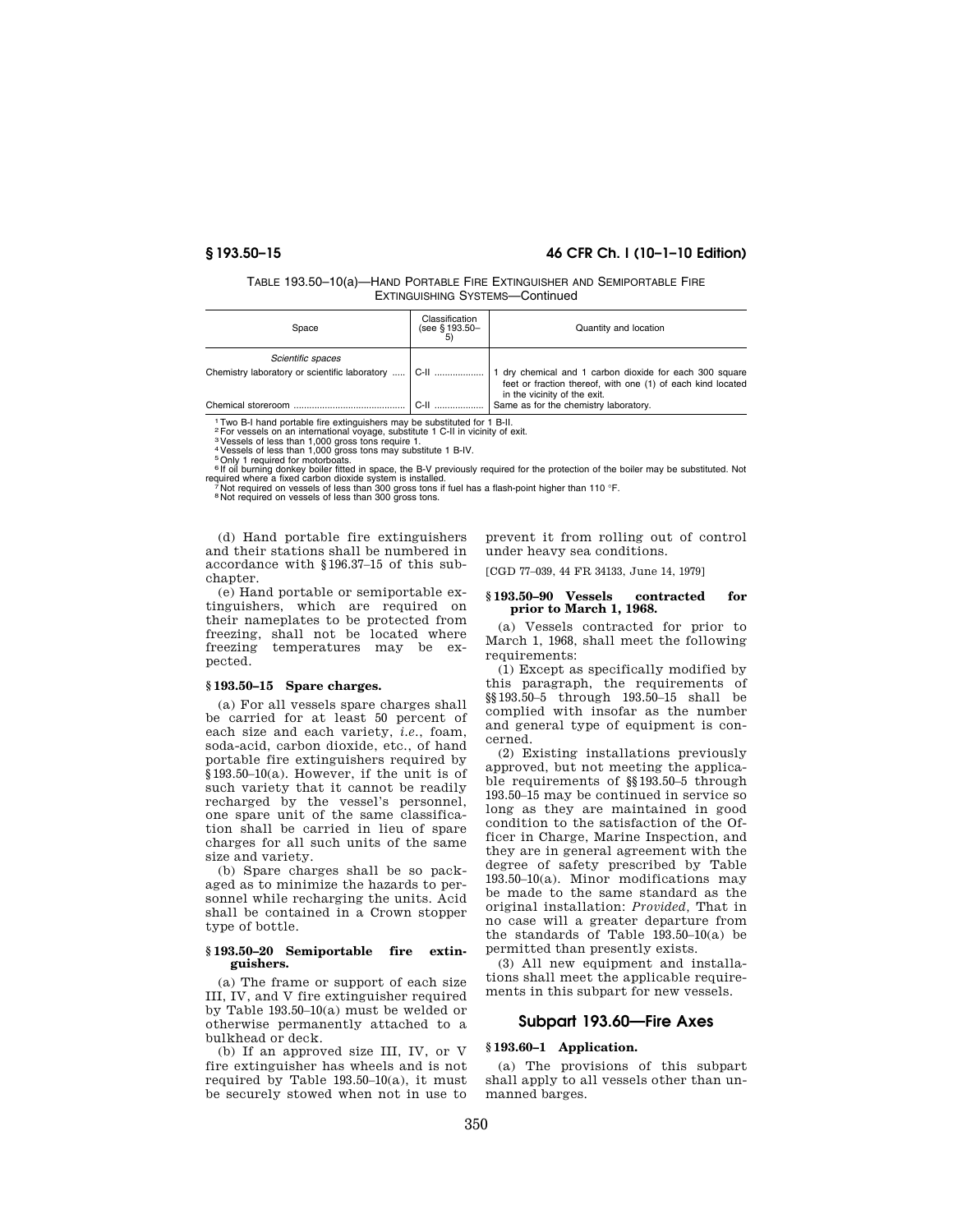TABLE 193.50–10(a)—HAND PORTABLE FIRE EXTINGUISHER AND SEMIPORTABLE FIRE EXTINGUISHING SYSTEMS—Continued

| Space | Classification (see § 193.50–5) | Quantity and location |
|---|---|---|
| *Scientific spaces* | | |
| Chemistry laboratory or scientific laboratory | C-II | 1 dry chemical and 1 carbon dioxide for each 300 square feet or fraction thereof, with one (1) of each kind located in the vicinity of the exit. |
| Chemical storeroom | C-II | Same as for the chemistry laboratory. |

[1] Two B-I hand portable fire extinguishers may be substituted for 1 B-II.
[2] For vessels on an international voyage, substitute 1 C-II in vicinity of exit.
[3] Vessels of less than 1,000 gross tons require 1.
[4] Vessels of less than 1,000 gross tons may substitute 1 B-IV.
[5] Only 1 required for motorboats.
[6] If oil burning donkey boiler fitted in space, the B-V previously required for the protection of the boiler may be substituted. Not required where a fixed carbon dioxide system is installed.
[7] Not required on vessels of less than 300 gross tons if fuel has a flash-point higher than 110 °F.
[8] Not required on vessels of less than 300 gross tons.

(d) Hand portable fire extinguishers and their stations shall be numbered in accordance with §196.37–15 of this subchapter.

(e) Hand portable or semiportable extinguishers, which are required on their nameplates to be protected from freezing, shall not be located where freezing temperatures may be expected.

### § 193.50–15 Spare charges.

(a) For all vessels spare charges shall be carried for at least 50 percent of each size and each variety, *i.e.*, foam, soda-acid, carbon dioxide, etc., of hand portable fire extinguishers required by §193.50–10(a). However, if the unit is of such variety that it cannot be readily recharged by the vessel's personnel, one spare unit of the same classification shall be carried in lieu of spare charges for all such units of the same size and variety.

(b) Spare charges shall be so packaged as to minimize the hazards to personnel while recharging the units. Acid shall be contained in a Crown stopper type of bottle.

### § 193.50–20 Semiportable fire extinguishers.

(a) The frame or support of each size III, IV, and V fire extinguisher required by Table 193.50–10(a) must be welded or otherwise permanently attached to a bulkhead or deck.

(b) If an approved size III, IV, or V fire extinguisher has wheels and is not required by Table 193.50–10(a), it must be securely stowed when not in use to prevent it from rolling out of control under heavy sea conditions.

[CGD 77–039, 44 FR 34133, June 14, 1979]

### § 193.50–90 Vessels contracted for prior to March 1, 1968.

(a) Vessels contracted for prior to March 1, 1968, shall meet the following requirements:

(1) Except as specifically modified by this paragraph, the requirements of §§193.50–5 through 193.50–15 shall be complied with insofar as the number and general type of equipment is concerned.

(2) Existing installations previously approved, but not meeting the applicable requirements of §§193.50–5 through 193.50–15 may be continued in service so long as they are maintained in good condition to the satisfaction of the Officer in Charge, Marine Inspection, and they are in general agreement with the degree of safety prescribed by Table 193.50–10(a). Minor modifications may be made to the same standard as the original installation: *Provided,* That in no case will a greater departure from the standards of Table 193.50–10(a) be permitted than presently exists.

(3) All new equipment and installations shall meet the applicable requirements in this subpart for new vessels.

## Subpart 193.60—Fire Axes

### § 193.60–1 Application.

(a) The provisions of this subpart shall apply to all vessels other than unmanned barges.